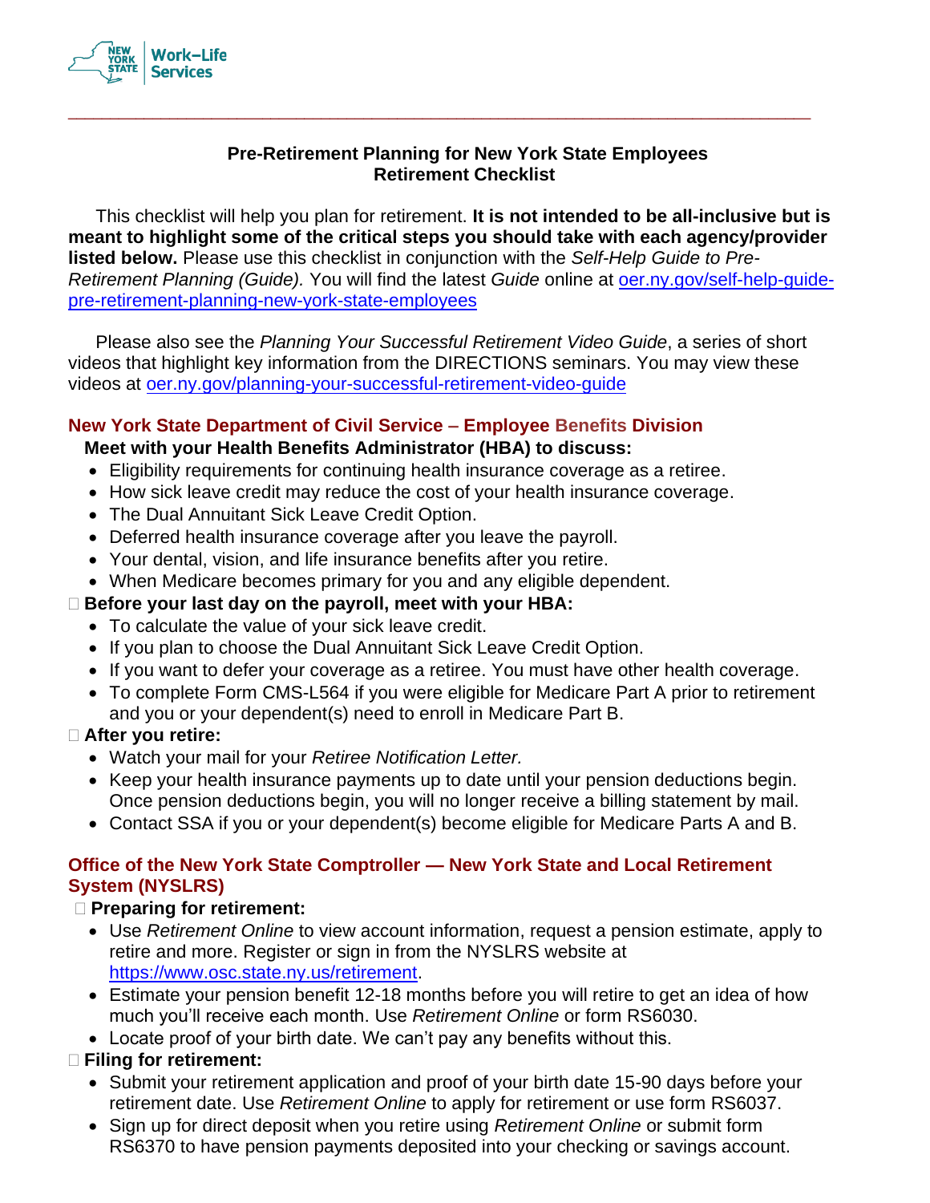New York State Work–Life Services

**Pre-Retirement Planning for New York State Employees**
**Retirement Checklist**

This checklist will help you plan for retirement. **It is not intended to be all-inclusive but is meant to highlight some of the critical steps you should take with each agency/provider listed below.** Please use this checklist in conjunction with the *Self-Help Guide to Pre-Retirement Planning (Guide).* You will find the latest *Guide* online at [oer.ny.gov/self-help-guide-pre-retirement-planning-new-york-state-employees](oer.ny.gov/self-help-guide-pre-retirement-planning-new-york-state-employees)

Please also see the *Planning Your Successful Retirement Video Guide*, a series of short videos that highlight key information from the DIRECTIONS seminars. You may view these videos at [oer.ny.gov/planning-your-successful-retirement-video-guide](oer.ny.gov/planning-your-successful-retirement-video-guide)

## New York State Department of Civil Service – Employee Benefits Division

**Meet with your Health Benefits Administrator (HBA) to discuss:**

- Eligibility requirements for continuing health insurance coverage as a retiree.
- How sick leave credit may reduce the cost of your health insurance coverage.
- The Dual Annuitant Sick Leave Credit Option.
- Deferred health insurance coverage after you leave the payroll.
- Your dental, vision, and life insurance benefits after you retire.
- When Medicare becomes primary for you and any eligible dependent.

☐ **Before your last day on the payroll, meet with your HBA:**

- To calculate the value of your sick leave credit.
- If you plan to choose the Dual Annuitant Sick Leave Credit Option.
- If you want to defer your coverage as a retiree. You must have other health coverage.
- To complete Form CMS-L564 if you were eligible for Medicare Part A prior to retirement and you or your dependent(s) need to enroll in Medicare Part B.

☐ **After you retire:**

- Watch your mail for your *Retiree Notification Letter.*
- Keep your health insurance payments up to date until your pension deductions begin. Once pension deductions begin, you will no longer receive a billing statement by mail.
- Contact SSA if you or your dependent(s) become eligible for Medicare Parts A and B.

## Office of the New York State Comptroller — New York State and Local Retirement System (NYSLRS)

☐ **Preparing for retirement:**

- Use *Retirement Online* to view account information, request a pension estimate, apply to retire and more. Register or sign in from the NYSLRS website at [https://www.osc.state.ny.us/retirement](https://www.osc.state.ny.us/retirement).
- Estimate your pension benefit 12-18 months before you will retire to get an idea of how much you'll receive each month. Use *Retirement Online* or form RS6030.
- Locate proof of your birth date. We can't pay any benefits without this.

☐ **Filing for retirement:**

- Submit your retirement application and proof of your birth date 15-90 days before your retirement date. Use *Retirement Online* to apply for retirement or use form RS6037.
- Sign up for direct deposit when you retire using *Retirement Online* or submit form RS6370 to have pension payments deposited into your checking or savings account.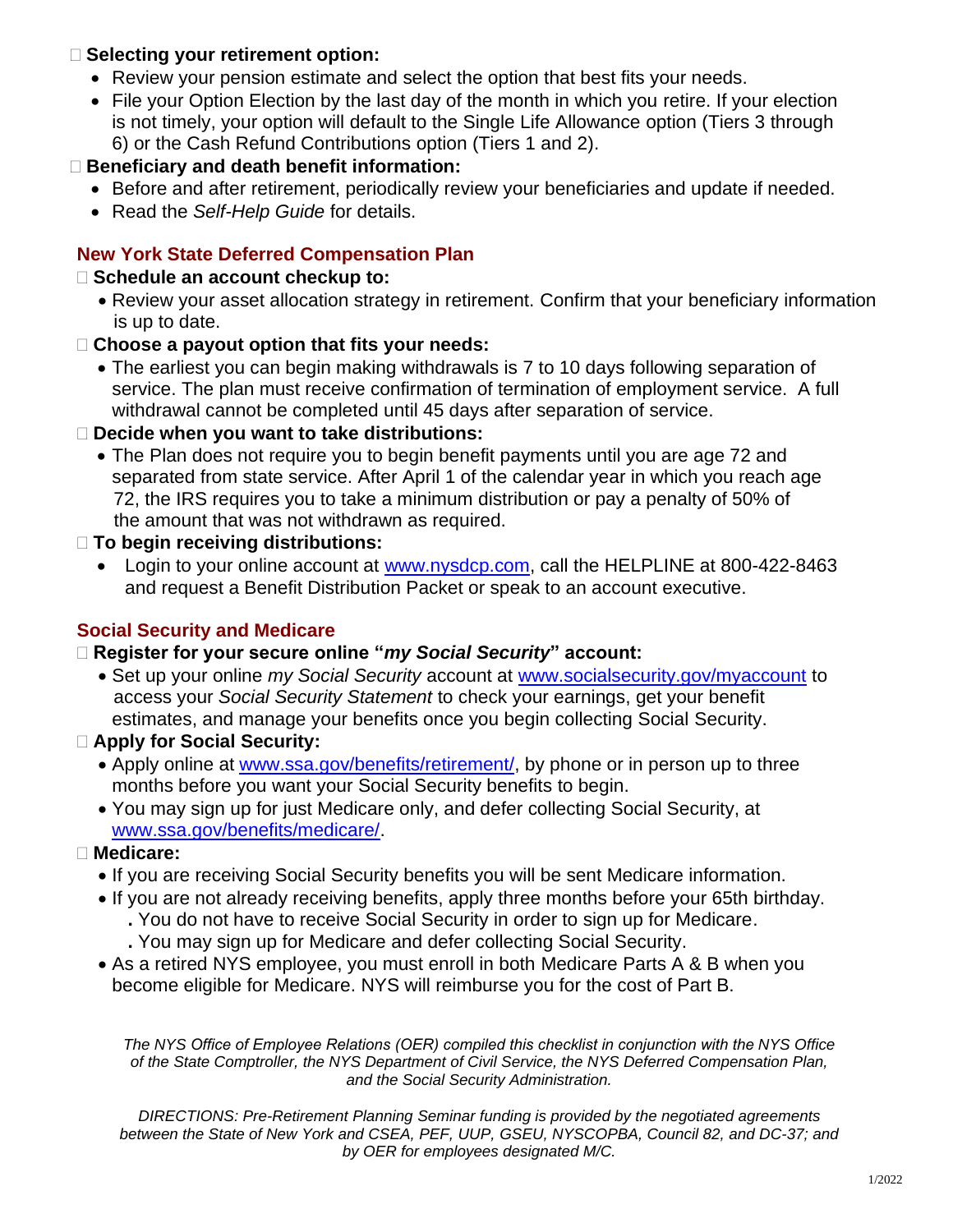☐ **Selecting your retirement option:**

- Review your pension estimate and select the option that best fits your needs.
- File your Option Election by the last day of the month in which you retire. If your election is not timely, your option will default to the Single Life Allowance option (Tiers 3 through 6) or the Cash Refund Contributions option (Tiers 1 and 2).

☐ **Beneficiary and death benefit information:**

- Before and after retirement, periodically review your beneficiaries and update if needed.
- Read the *Self-Help Guide* for details.

## New York State Deferred Compensation Plan

☐ **Schedule an account checkup to:**

- Review your asset allocation strategy in retirement. Confirm that your beneficiary information is up to date.

☐ **Choose a payout option that fits your needs:**

- The earliest you can begin making withdrawals is 7 to 10 days following separation of service. The plan must receive confirmation of termination of employment service. A full withdrawal cannot be completed until 45 days after separation of service.

☐ **Decide when you want to take distributions:**

- The Plan does not require you to begin benefit payments until you are age 72 and separated from state service. After April 1 of the calendar year in which you reach age 72, the IRS requires you to take a minimum distribution or pay a penalty of 50% of the amount that was not withdrawn as required.

☐ **To begin receiving distributions:**

- Login to your online account at www.nysdcp.com, call the HELPLINE at 800-422-8463 and request a Benefit Distribution Packet or speak to an account executive.

## Social Security and Medicare

☐ **Register for your secure online "*my Social Security*" account:**

- Set up your online *my Social Security* account at www.socialsecurity.gov/myaccount to access your *Social Security Statement* to check your earnings, get your benefit estimates, and manage your benefits once you begin collecting Social Security.

☐ **Apply for Social Security:**

- Apply online at www.ssa.gov/benefits/retirement/, by phone or in person up to three months before you want your Social Security benefits to begin.
- You may sign up for just Medicare only, and defer collecting Social Security, at www.ssa.gov/benefits/medicare/.

☐ **Medicare:**

- If you are receiving Social Security benefits you will be sent Medicare information.
- If you are not already receiving benefits, apply three months before your 65th birthday.
  - You do not have to receive Social Security in order to sign up for Medicare.
  - You may sign up for Medicare and defer collecting Social Security.
- As a retired NYS employee, you must enroll in both Medicare Parts A & B when you become eligible for Medicare. NYS will reimburse you for the cost of Part B.

*The NYS Office of Employee Relations (OER) compiled this checklist in conjunction with the NYS Office of the State Comptroller, the NYS Department of Civil Service, the NYS Deferred Compensation Plan, and the Social Security Administration.*

*DIRECTIONS: Pre-Retirement Planning Seminar funding is provided by the negotiated agreements between the State of New York and CSEA, PEF, UUP, GSEU, NYSCOPBA, Council 82, and DC-37; and by OER for employees designated M/C.*

1/2022